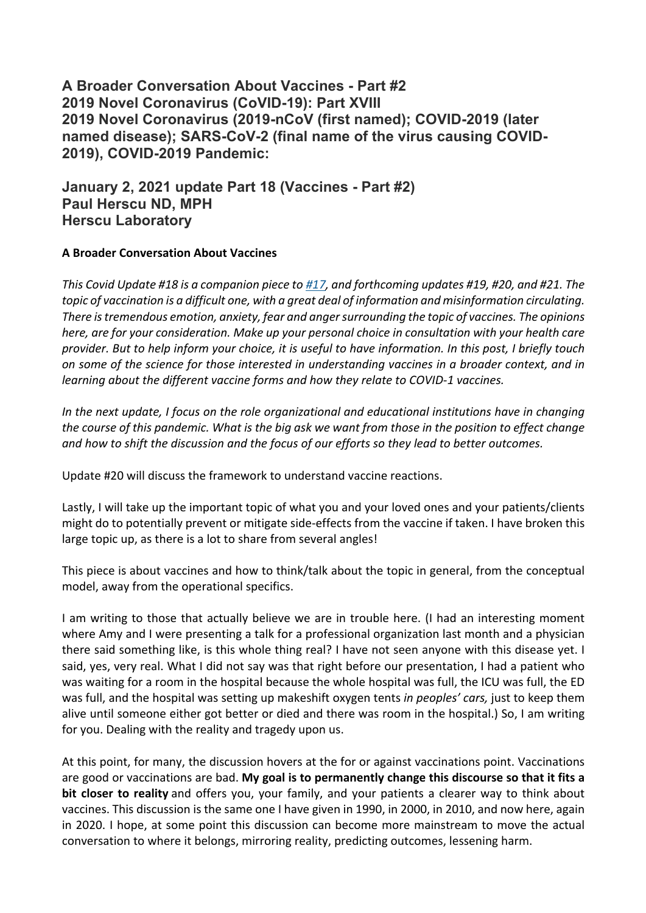# A Broader Conversation About Vaccines - Part #2
# 2019 Novel Coronavirus (CoVID-19): Part XVIII
# 2019 Novel Coronavirus (2019-nCoV (first named); COVID-2019 (later named disease); SARS-CoV-2 (final name of the virus causing COVID-2019), COVID-2019 Pandemic:

## January 2, 2021 update Part 18 (Vaccines - Part #2)
## Paul Herscu ND, MPH
## Herscu Laboratory

**A Broader Conversation About Vaccines**

*This Covid Update #18 is a companion piece to [#17](#), and forthcoming updates #19, #20, and #21. The topic of vaccination is a difficult one, with a great deal of information and misinformation circulating. There is tremendous emotion, anxiety, fear and anger surrounding the topic of vaccines. The opinions here, are for your consideration. Make up your personal choice in consultation with your health care provider. But to help inform your choice, it is useful to have information. In this post, I briefly touch on some of the science for those interested in understanding vaccines in a broader context, and in learning about the different vaccine forms and how they relate to COVID-1 vaccines.*

*In the next update, I focus on the role organizational and educational institutions have in changing the course of this pandemic. What is the big ask we want from those in the position to effect change and how to shift the discussion and the focus of our efforts so they lead to better outcomes.*

Update #20 will discuss the framework to understand vaccine reactions.

Lastly, I will take up the important topic of what you and your loved ones and your patients/clients might do to potentially prevent or mitigate side-effects from the vaccine if taken. I have broken this large topic up, as there is a lot to share from several angles!

This piece is about vaccines and how to think/talk about the topic in general, from the conceptual model, away from the operational specifics.

I am writing to those that actually believe we are in trouble here. (I had an interesting moment where Amy and I were presenting a talk for a professional organization last month and a physician there said something like, is this whole thing real? I have not seen anyone with this disease yet. I said, yes, very real. What I did not say was that right before our presentation, I had a patient who was waiting for a room in the hospital because the whole hospital was full, the ICU was full, the ED was full, and the hospital was setting up makeshift oxygen tents *in peoples' cars,* just to keep them alive until someone either got better or died and there was room in the hospital.) So, I am writing for you. Dealing with the reality and tragedy upon us.

At this point, for many, the discussion hovers at the for or against vaccinations point. Vaccinations are good or vaccinations are bad. **My goal is to permanently change this discourse so that it fits a bit closer to reality** and offers you, your family, and your patients a clearer way to think about vaccines. This discussion is the same one I have given in 1990, in 2000, in 2010, and now here, again in 2020. I hope, at some point this discussion can become more mainstream to move the actual conversation to where it belongs, mirroring reality, predicting outcomes, lessening harm.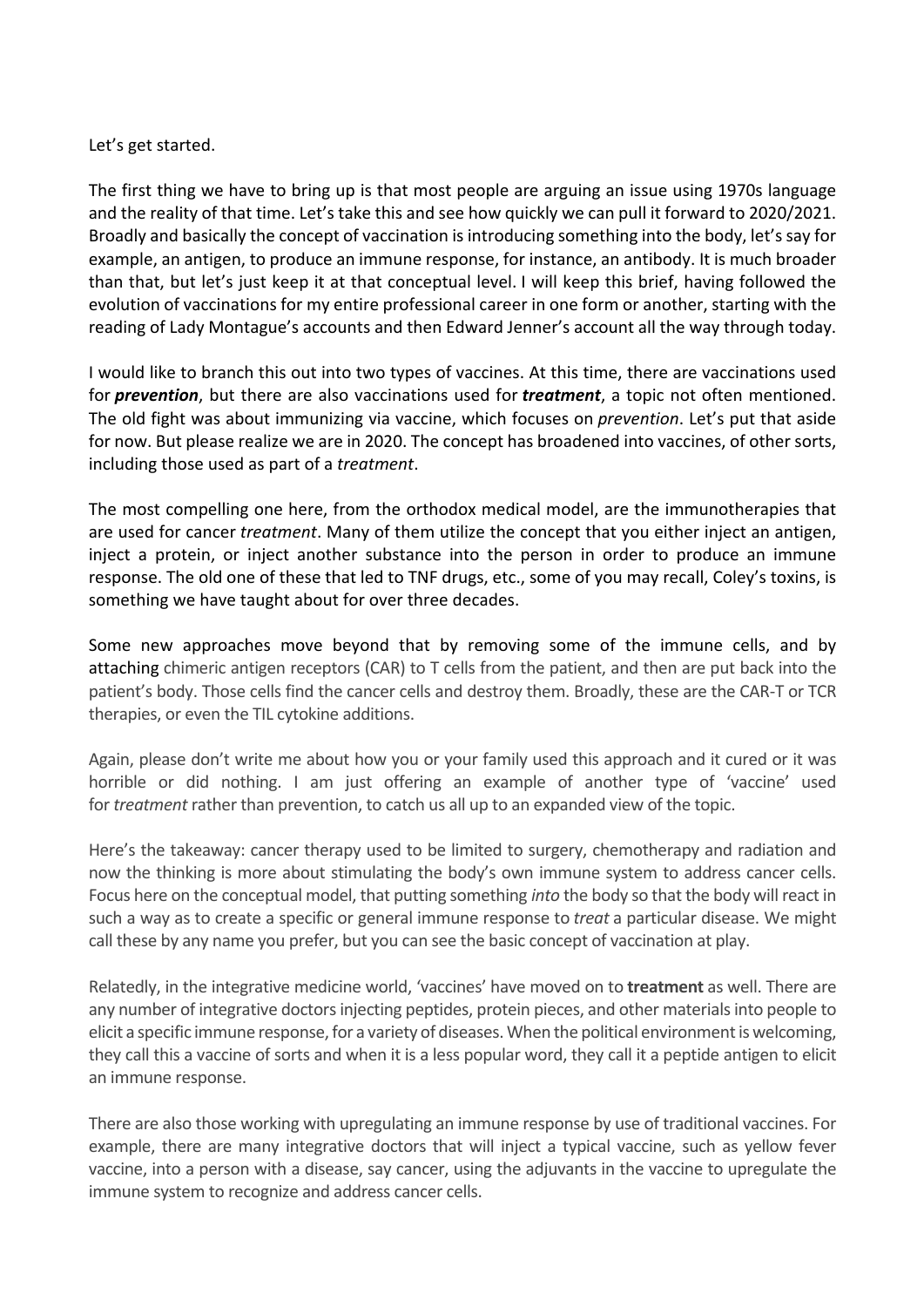Let's get started.

The first thing we have to bring up is that most people are arguing an issue using 1970s language and the reality of that time. Let's take this and see how quickly we can pull it forward to 2020/2021. Broadly and basically the concept of vaccination is introducing something into the body, let's say for example, an antigen, to produce an immune response, for instance, an antibody. It is much broader than that, but let's just keep it at that conceptual level. I will keep this brief, having followed the evolution of vaccinations for my entire professional career in one form or another, starting with the reading of Lady Montague's accounts and then Edward Jenner's account all the way through today.

I would like to branch this out into two types of vaccines. At this time, there are vaccinations used for ***prevention***, but there are also vaccinations used for ***treatment***, a topic not often mentioned. The old fight was about immunizing via vaccine, which focuses on *prevention*. Let's put that aside for now. But please realize we are in 2020. The concept has broadened into vaccines, of other sorts, including those used as part of a *treatment*.

The most compelling one here, from the orthodox medical model, are the immunotherapies that are used for cancer *treatment*. Many of them utilize the concept that you either inject an antigen, inject a protein, or inject another substance into the person in order to produce an immune response. The old one of these that led to TNF drugs, etc., some of you may recall, Coley's toxins, is something we have taught about for over three decades.

Some new approaches move beyond that by removing some of the immune cells, and by attaching chimeric antigen receptors (CAR) to T cells from the patient, and then are put back into the patient's body. Those cells find the cancer cells and destroy them. Broadly, these are the CAR-T or TCR therapies, or even the TIL cytokine additions.

Again, please don't write me about how you or your family used this approach and it cured or it was horrible or did nothing. I am just offering an example of another type of 'vaccine' used for *treatment* rather than prevention, to catch us all up to an expanded view of the topic.

Here's the takeaway: cancer therapy used to be limited to surgery, chemotherapy and radiation and now the thinking is more about stimulating the body's own immune system to address cancer cells. Focus here on the conceptual model, that putting something *into* the body so that the body will react in such a way as to create a specific or general immune response to *treat* a particular disease. We might call these by any name you prefer, but you can see the basic concept of vaccination at play.

Relatedly, in the integrative medicine world, 'vaccines' have moved on to **treatment** as well. There are any number of integrative doctors injecting peptides, protein pieces, and other materials into people to elicit a specific immune response, for a variety of diseases. When the political environment is welcoming, they call this a vaccine of sorts and when it is a less popular word, they call it a peptide antigen to elicit an immune response.

There are also those working with upregulating an immune response by use of traditional vaccines. For example, there are many integrative doctors that will inject a typical vaccine, such as yellow fever vaccine, into a person with a disease, say cancer, using the adjuvants in the vaccine to upregulate the immune system to recognize and address cancer cells.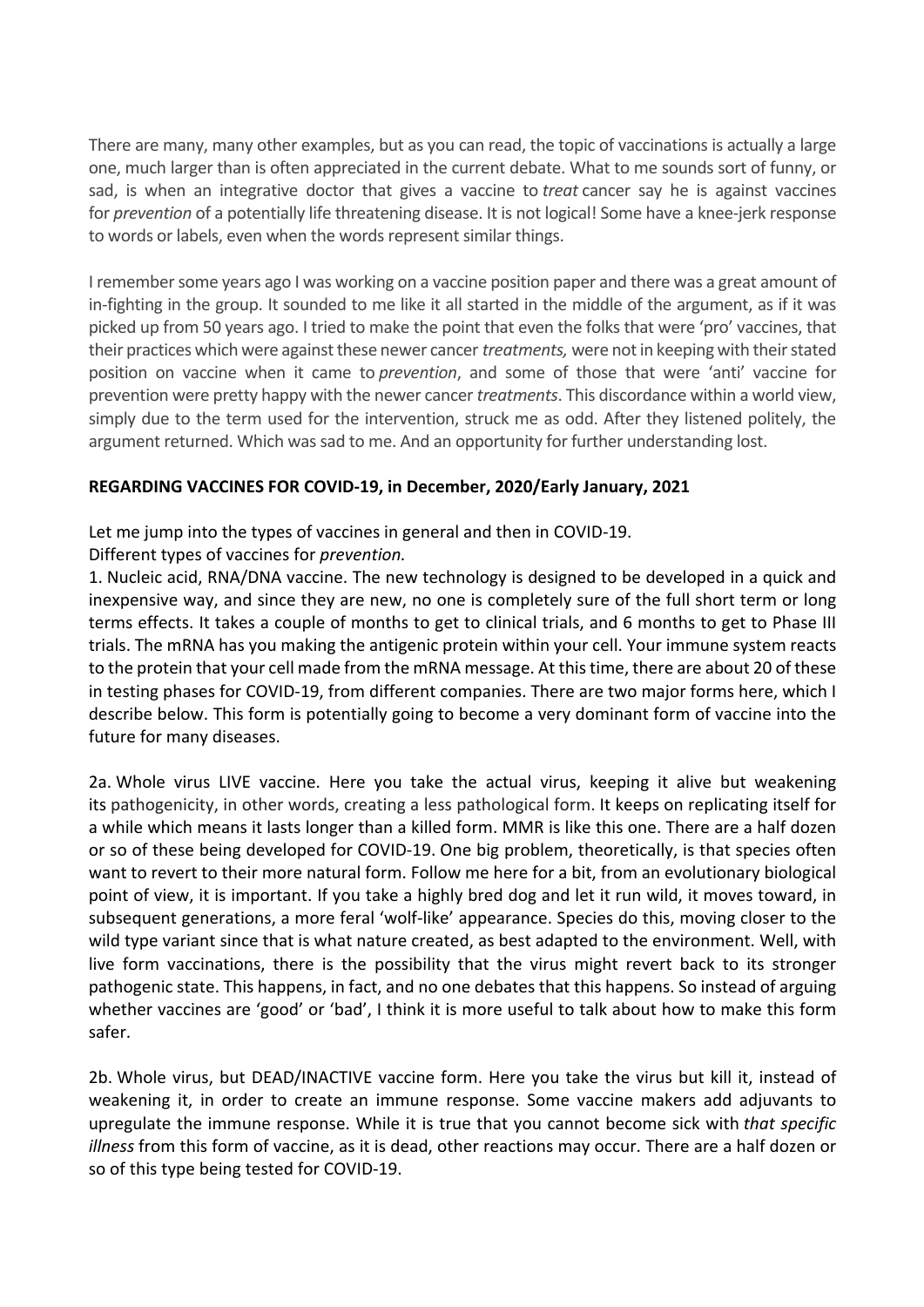There are many, many other examples, but as you can read, the topic of vaccinations is actually a large one, much larger than is often appreciated in the current debate. What to me sounds sort of funny, or sad, is when an integrative doctor that gives a vaccine to *treat* cancer say he is against vaccines for *prevention* of a potentially life threatening disease. It is not logical! Some have a knee-jerk response to words or labels, even when the words represent similar things.

I remember some years ago I was working on a vaccine position paper and there was a great amount of in-fighting in the group. It sounded to me like it all started in the middle of the argument, as if it was picked up from 50 years ago. I tried to make the point that even the folks that were 'pro' vaccines, that their practices which were against these newer cancer *treatments,* were not in keeping with their stated position on vaccine when it came to *prevention*, and some of those that were 'anti' vaccine for prevention were pretty happy with the newer cancer *treatments*. This discordance within a world view, simply due to the term used for the intervention, struck me as odd. After they listened politely, the argument returned. Which was sad to me. And an opportunity for further understanding lost.

**REGARDING VACCINES FOR COVID-19, in December, 2020/Early January, 2021**

Let me jump into the types of vaccines in general and then in COVID-19.
Different types of vaccines for *prevention.*

1. Nucleic acid, RNA/DNA vaccine. The new technology is designed to be developed in a quick and inexpensive way, and since they are new, no one is completely sure of the full short term or long terms effects. It takes a couple of months to get to clinical trials, and 6 months to get to Phase III trials. The mRNA has you making the antigenic protein within your cell. Your immune system reacts to the protein that your cell made from the mRNA message. At this time, there are about 20 of these in testing phases for COVID-19, from different companies. There are two major forms here, which I describe below. This form is potentially going to become a very dominant form of vaccine into the future for many diseases.

2a. Whole virus LIVE vaccine. Here you take the actual virus, keeping it alive but weakening its pathogenicity, in other words, creating a less pathological form. It keeps on replicating itself for a while which means it lasts longer than a killed form. MMR is like this one. There are a half dozen or so of these being developed for COVID-19. One big problem, theoretically, is that species often want to revert to their more natural form. Follow me here for a bit, from an evolutionary biological point of view, it is important. If you take a highly bred dog and let it run wild, it moves toward, in subsequent generations, a more feral 'wolf-like' appearance. Species do this, moving closer to the wild type variant since that is what nature created, as best adapted to the environment. Well, with live form vaccinations, there is the possibility that the virus might revert back to its stronger pathogenic state. This happens, in fact, and no one debates that this happens. So instead of arguing whether vaccines are 'good' or 'bad', I think it is more useful to talk about how to make this form safer.

2b. Whole virus, but DEAD/INACTIVE vaccine form. Here you take the virus but kill it, instead of weakening it, in order to create an immune response. Some vaccine makers add adjuvants to upregulate the immune response. While it is true that you cannot become sick with *that specific illness* from this form of vaccine, as it is dead, other reactions may occur. There are a half dozen or so of this type being tested for COVID-19.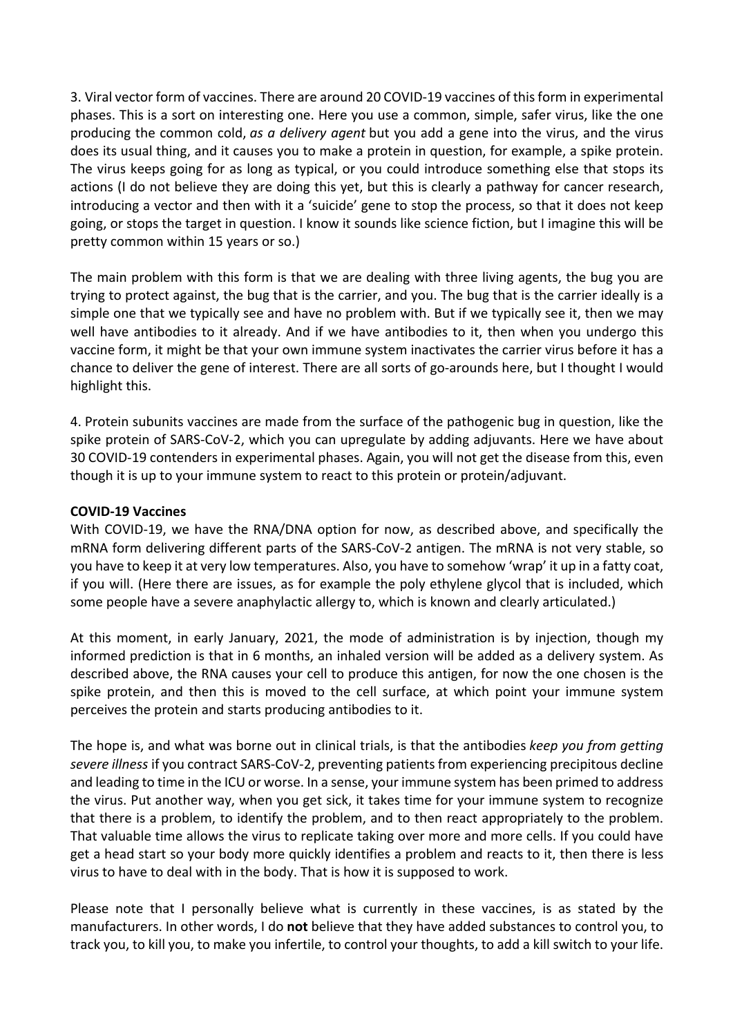3. Viral vector form of vaccines. There are around 20 COVID-19 vaccines of this form in experimental phases. This is a sort on interesting one. Here you use a common, simple, safer virus, like the one producing the common cold, *as a delivery agent* but you add a gene into the virus, and the virus does its usual thing, and it causes you to make a protein in question, for example, a spike protein. The virus keeps going for as long as typical, or you could introduce something else that stops its actions (I do not believe they are doing this yet, but this is clearly a pathway for cancer research, introducing a vector and then with it a 'suicide' gene to stop the process, so that it does not keep going, or stops the target in question. I know it sounds like science fiction, but I imagine this will be pretty common within 15 years or so.)

The main problem with this form is that we are dealing with three living agents, the bug you are trying to protect against, the bug that is the carrier, and you. The bug that is the carrier ideally is a simple one that we typically see and have no problem with. But if we typically see it, then we may well have antibodies to it already. And if we have antibodies to it, then when you undergo this vaccine form, it might be that your own immune system inactivates the carrier virus before it has a chance to deliver the gene of interest. There are all sorts of go-arounds here, but I thought I would highlight this.

4. Protein subunits vaccines are made from the surface of the pathogenic bug in question, like the spike protein of SARS-CoV-2, which you can upregulate by adding adjuvants. Here we have about 30 COVID-19 contenders in experimental phases. Again, you will not get the disease from this, even though it is up to your immune system to react to this protein or protein/adjuvant.

**COVID-19 Vaccines**

With COVID-19, we have the RNA/DNA option for now, as described above, and specifically the mRNA form delivering different parts of the SARS-CoV-2 antigen. The mRNA is not very stable, so you have to keep it at very low temperatures. Also, you have to somehow 'wrap' it up in a fatty coat, if you will. (Here there are issues, as for example the poly ethylene glycol that is included, which some people have a severe anaphylactic allergy to, which is known and clearly articulated.)

At this moment, in early January, 2021, the mode of administration is by injection, though my informed prediction is that in 6 months, an inhaled version will be added as a delivery system. As described above, the RNA causes your cell to produce this antigen, for now the one chosen is the spike protein, and then this is moved to the cell surface, at which point your immune system perceives the protein and starts producing antibodies to it.

The hope is, and what was borne out in clinical trials, is that the antibodies *keep you from getting severe illness* if you contract SARS-CoV-2, preventing patients from experiencing precipitous decline and leading to time in the ICU or worse. In a sense, your immune system has been primed to address the virus. Put another way, when you get sick, it takes time for your immune system to recognize that there is a problem, to identify the problem, and to then react appropriately to the problem. That valuable time allows the virus to replicate taking over more and more cells. If you could have get a head start so your body more quickly identifies a problem and reacts to it, then there is less virus to have to deal with in the body. That is how it is supposed to work.

Please note that I personally believe what is currently in these vaccines, is as stated by the manufacturers. In other words, I do **not** believe that they have added substances to control you, to track you, to kill you, to make you infertile, to control your thoughts, to add a kill switch to your life.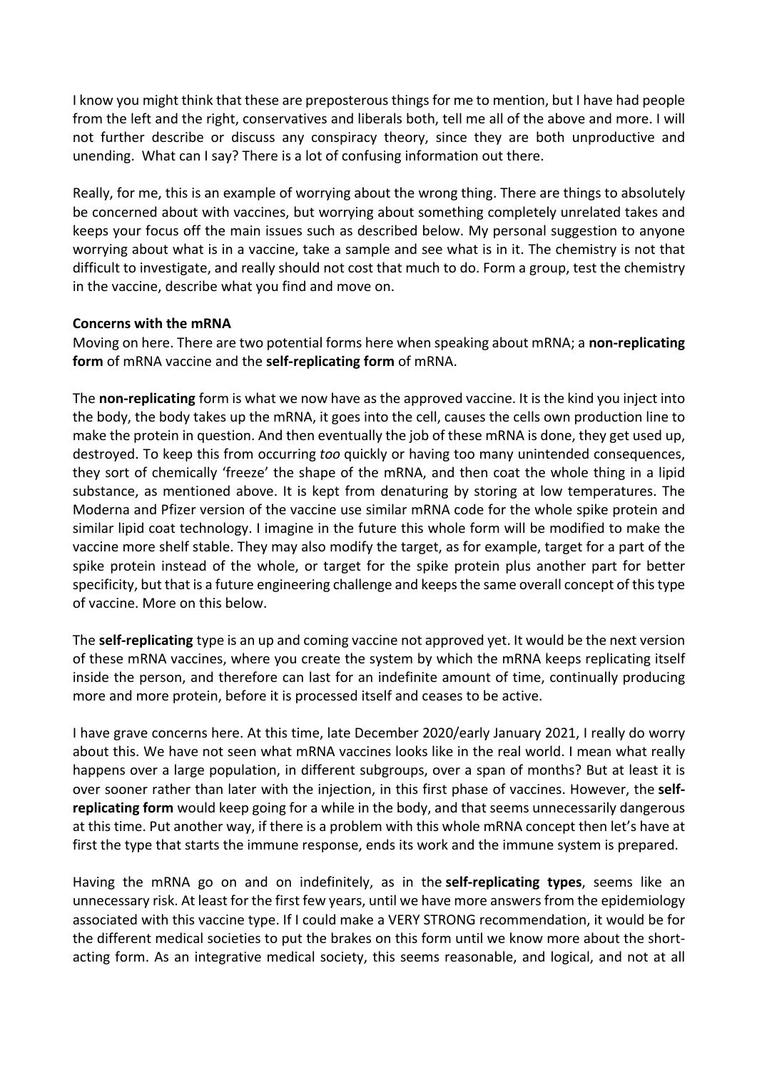I know you might think that these are preposterous things for me to mention, but I have had people from the left and the right, conservatives and liberals both, tell me all of the above and more. I will not further describe or discuss any conspiracy theory, since they are both unproductive and unending. What can I say? There is a lot of confusing information out there.

Really, for me, this is an example of worrying about the wrong thing. There are things to absolutely be concerned about with vaccines, but worrying about something completely unrelated takes and keeps your focus off the main issues such as described below. My personal suggestion to anyone worrying about what is in a vaccine, take a sample and see what is in it. The chemistry is not that difficult to investigate, and really should not cost that much to do. Form a group, test the chemistry in the vaccine, describe what you find and move on.

**Concerns with the mRNA**

Moving on here. There are two potential forms here when speaking about mRNA; a **non-replicating form** of mRNA vaccine and the **self-replicating form** of mRNA.

The **non-replicating** form is what we now have as the approved vaccine. It is the kind you inject into the body, the body takes up the mRNA, it goes into the cell, causes the cells own production line to make the protein in question. And then eventually the job of these mRNA is done, they get used up, destroyed. To keep this from occurring *too* quickly or having too many unintended consequences, they sort of chemically 'freeze' the shape of the mRNA, and then coat the whole thing in a lipid substance, as mentioned above. It is kept from denaturing by storing at low temperatures. The Moderna and Pfizer version of the vaccine use similar mRNA code for the whole spike protein and similar lipid coat technology. I imagine in the future this whole form will be modified to make the vaccine more shelf stable. They may also modify the target, as for example, target for a part of the spike protein instead of the whole, or target for the spike protein plus another part for better specificity, but that is a future engineering challenge and keeps the same overall concept of this type of vaccine. More on this below.

The **self-replicating** type is an up and coming vaccine not approved yet. It would be the next version of these mRNA vaccines, where you create the system by which the mRNA keeps replicating itself inside the person, and therefore can last for an indefinite amount of time, continually producing more and more protein, before it is processed itself and ceases to be active.

I have grave concerns here. At this time, late December 2020/early January 2021, I really do worry about this. We have not seen what mRNA vaccines looks like in the real world. I mean what really happens over a large population, in different subgroups, over a span of months? But at least it is over sooner rather than later with the injection, in this first phase of vaccines. However, the **self-replicating form** would keep going for a while in the body, and that seems unnecessarily dangerous at this time. Put another way, if there is a problem with this whole mRNA concept then let's have at first the type that starts the immune response, ends its work and the immune system is prepared.

Having the mRNA go on and on indefinitely, as in the **self-replicating types**, seems like an unnecessary risk. At least for the first few years, until we have more answers from the epidemiology associated with this vaccine type. If I could make a VERY STRONG recommendation, it would be for the different medical societies to put the brakes on this form until we know more about the short-acting form. As an integrative medical society, this seems reasonable, and logical, and not at all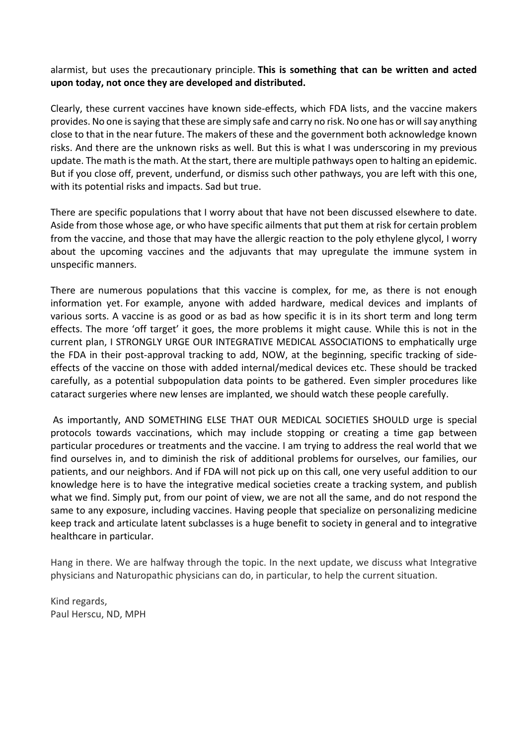alarmist, but uses the precautionary principle. **This is something that can be written and acted upon today, not once they are developed and distributed.**

Clearly, these current vaccines have known side-effects, which FDA lists, and the vaccine makers provides. No one is saying that these are simply safe and carry no risk. No one has or will say anything close to that in the near future. The makers of these and the government both acknowledge known risks. And there are the unknown risks as well. But this is what I was underscoring in my previous update. The math is the math. At the start, there are multiple pathways open to halting an epidemic. But if you close off, prevent, underfund, or dismiss such other pathways, you are left with this one, with its potential risks and impacts. Sad but true.

There are specific populations that I worry about that have not been discussed elsewhere to date. Aside from those whose age, or who have specific ailments that put them at risk for certain problem from the vaccine, and those that may have the allergic reaction to the poly ethylene glycol, I worry about the upcoming vaccines and the adjuvants that may upregulate the immune system in unspecific manners.

There are numerous populations that this vaccine is complex, for me, as there is not enough information yet. For example, anyone with added hardware, medical devices and implants of various sorts. A vaccine is as good or as bad as how specific it is in its short term and long term effects. The more 'off target' it goes, the more problems it might cause. While this is not in the current plan, I STRONGLY URGE OUR INTEGRATIVE MEDICAL ASSOCIATIONS to emphatically urge the FDA in their post-approval tracking to add, NOW, at the beginning, specific tracking of side-effects of the vaccine on those with added internal/medical devices etc. These should be tracked carefully, as a potential subpopulation data points to be gathered. Even simpler procedures like cataract surgeries where new lenses are implanted, we should watch these people carefully.

As importantly, AND SOMETHING ELSE THAT OUR MEDICAL SOCIETIES SHOULD urge is special protocols towards vaccinations, which may include stopping or creating a time gap between particular procedures or treatments and the vaccine. I am trying to address the real world that we find ourselves in, and to diminish the risk of additional problems for ourselves, our families, our patients, and our neighbors. And if FDA will not pick up on this call, one very useful addition to our knowledge here is to have the integrative medical societies create a tracking system, and publish what we find. Simply put, from our point of view, we are not all the same, and do not respond the same to any exposure, including vaccines. Having people that specialize on personalizing medicine keep track and articulate latent subclasses is a huge benefit to society in general and to integrative healthcare in particular.

Hang in there. We are halfway through the topic. In the next update, we discuss what Integrative physicians and Naturopathic physicians can do, in particular, to help the current situation.

Kind regards,
Paul Herscu, ND, MPH